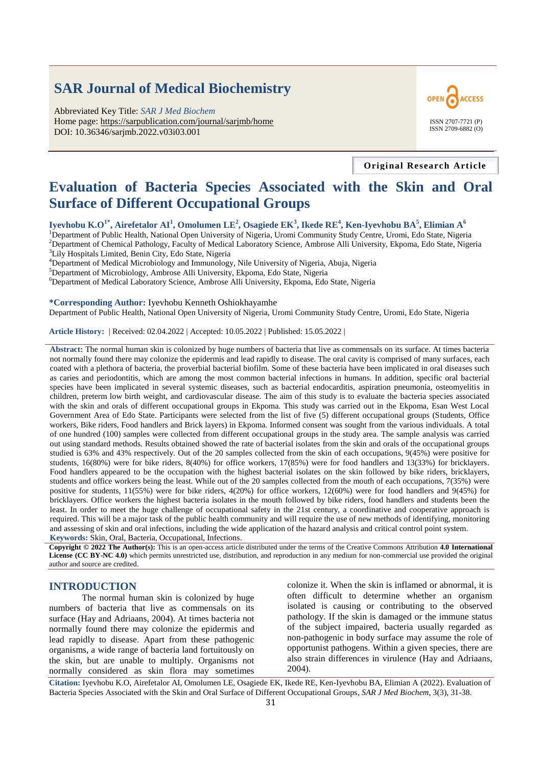# SAR Journal of Medical Biochemistry

Abbreviated Key Title: *SAR J Med Biochem*
Home page: https://sarpublication.com/journal/sarjmb/home
DOI: 10.36346/sarjmb.2022.v03i03.001

OPEN ACCESS

ISSN 2707-7721 (P)
ISSN 2709-6882 (O)

**Original Research Article**

# Evaluation of Bacteria Species Associated with the Skin and Oral Surface of Different Occupational Groups

**Iyevhobu K.O[1*], Airefetalor AI[1], Omolumen LE[2], Osagiede EK[3], Ikede RE[4], Ken-Iyevhobu BA[5], Elimian A[6]**

[1]Department of Public Health, National Open University of Nigeria, Uromi Community Study Centre, Uromi, Edo State, Nigeria
[2]Department of Chemical Pathology, Faculty of Medical Laboratory Science, Ambrose Alli University, Ekpoma, Edo State, Nigeria
[3]Lily Hospitals Limited, Benin City, Edo State, Nigeria
[4]Department of Medical Microbiology and Immunology, Nile University of Nigeria, Abuja, Nigeria
[5]Department of Microbiology, Ambrose Alli University, Ekpoma, Edo State, Nigeria
[6]Department of Medical Laboratory Science, Ambrose Alli University, Ekpoma, Edo State, Nigeria

**\*Corresponding Author:** Iyevhobu Kenneth Oshiokhayamhe
Department of Public Health, National Open University of Nigeria, Uromi Community Study Centre, Uromi, Edo State, Nigeria

**Article History:** | Received: 02.04.2022 | Accepted: 10.05.2022 | Published: 15.05.2022 |

**Abstract:** The normal human skin is colonized by huge numbers of bacteria that live as commensals on its surface. At times bacteria not normally found there may colonize the epidermis and lead rapidly to disease. The oral cavity is comprised of many surfaces, each coated with a plethora of bacteria, the proverbial bacterial biofilm. Some of these bacteria have been implicated in oral diseases such as caries and periodontitis, which are among the most common bacterial infections in humans. In addition, specific oral bacterial species have been implicated in several systemic diseases, such as bacterial endocarditis, aspiration pneumonia, osteomyelitis in children, preterm low birth weight, and cardiovascular disease. The aim of this study is to evaluate the bacteria species associated with the skin and orals of different occupational groups in Ekpoma. This study was carried out in the Ekpoma, Esan West Local Government Area of Edo State. Participants were selected from the list of five (5) different occupational groups (Students, Office workers, Bike riders, Food handlers and Brick layers) in Ekpoma. Informed consent was sought from the various individuals. A total of one hundred (100) samples were collected from different occupational groups in the study area. The sample analysis was carried out using standard methods. Results obtained showed the rate of bacterial isolates from the skin and orals of the occupational groups studied is 63% and 43% respectively. Out of the 20 samples collected from the skin of each occupations, 9(45%) were positive for students, 16(80%) were for bike riders, 8(40%) for office workers, 17(85%) were for food handlers and 13(33%) for bricklayers. Food handlers appeared to be the occupation with the highest bacterial isolates on the skin followed by bike riders, bricklayers, students and office workers being the least. While out of the 20 samples collected from the mouth of each occupations, 7(35%) were positive for students, 11(55%) were for bike riders, 4(20%) for office workers, 12(60%) were for food handlers and 9(45%) for bricklayers. Office workers the highest bacteria isolates in the mouth followed by bike riders, food handlers and students been the least. In order to meet the huge challenge of occupational safety in the 21st century, a coordinative and cooperative approach is required. This will be a major task of the public health community and will require the use of new methods of identifying, monitoring and assessing of skin and oral infections, including the wide application of the hazard analysis and critical control point system.

**Keywords:** Skin, Oral, Bacteria, Occupational, Infections.

**Copyright © 2022 The Author(s):** This is an open-access article distributed under the terms of the Creative Commons Attribution **4.0 International License (CC BY-NC 4.0)** which permits unrestricted use, distribution, and reproduction in any medium for non-commercial use provided the original author and source are credited.

## INTRODUCTION

The normal human skin is colonized by huge numbers of bacteria that live as commensals on its surface (Hay and Adriaans, 2004). At times bacteria not normally found there may colonize the epidermis and lead rapidly to disease. Apart from these pathogenic organisms, a wide range of bacteria land fortuitously on the skin, but are unable to multiply. Organisms not normally considered as skin flora may sometimes colonize it. When the skin is inflamed or abnormal, it is often difficult to determine whether an organism isolated is causing or contributing to the observed pathology. If the skin is damaged or the immune status of the subject impaired, bacteria usually regarded as non-pathogenic in body surface may assume the role of opportunist pathogens. Within a given species, there are also strain differences in virulence (Hay and Adriaans, 2004).

**Citation:** Iyevhobu K.O, Airefetalor AI, Omolumen LE, Osagiede EK, Ikede RE, Ken-Iyevhobu BA, Elimian A (2022). Evaluation of Bacteria Species Associated with the Skin and Oral Surface of Different Occupational Groups, *SAR J Med Biochem*, 3(3), 31-38.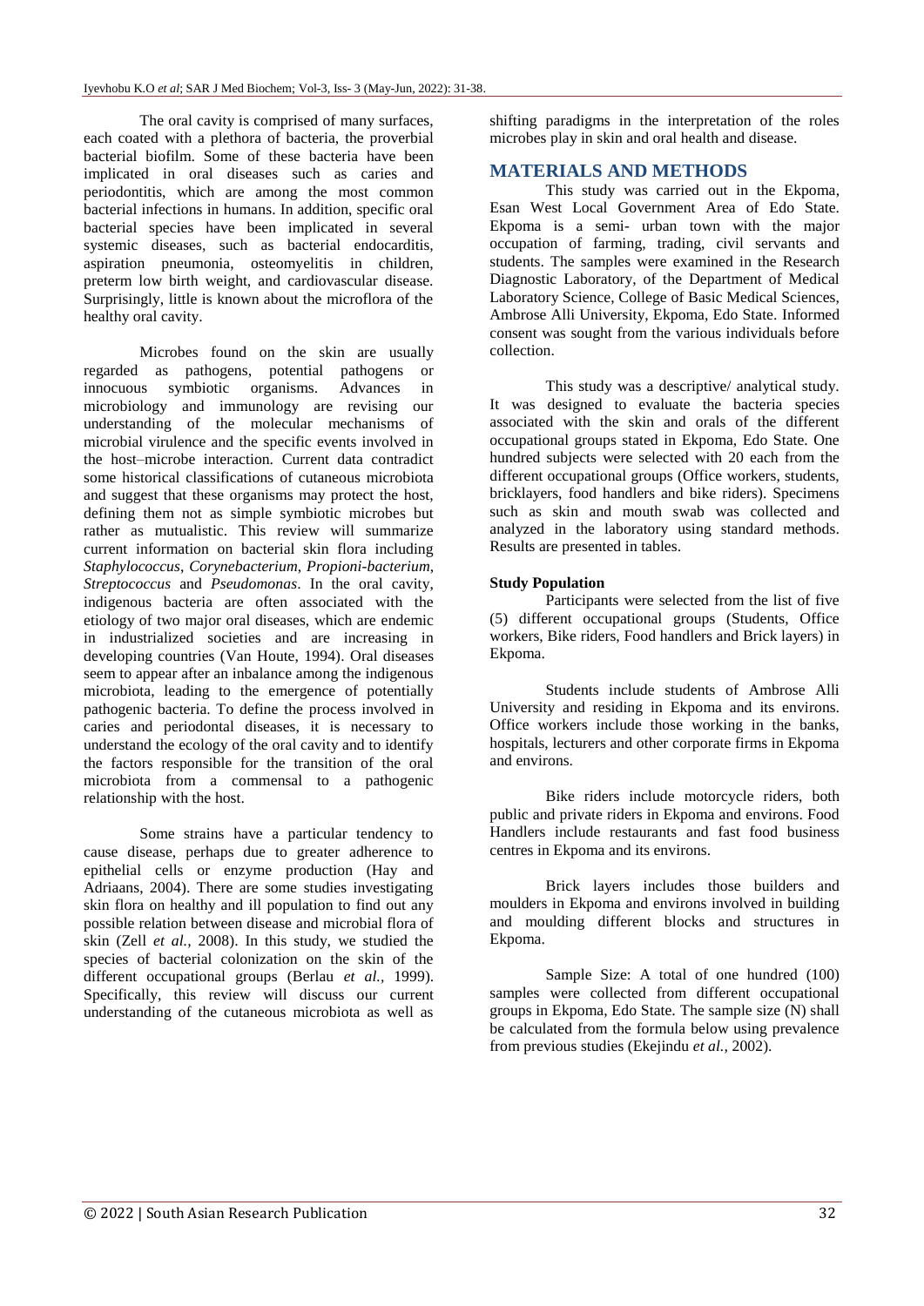The oral cavity is comprised of many surfaces, each coated with a plethora of bacteria, the proverbial bacterial biofilm. Some of these bacteria have been implicated in oral diseases such as caries and periodontitis, which are among the most common bacterial infections in humans. In addition, specific oral bacterial species have been implicated in several systemic diseases, such as bacterial endocarditis, aspiration pneumonia, osteomyelitis in children, preterm low birth weight, and cardiovascular disease. Surprisingly, little is known about the microflora of the healthy oral cavity.

Microbes found on the skin are usually regarded as pathogens, potential pathogens or innocuous symbiotic organisms. Advances in microbiology and immunology are revising our understanding of the molecular mechanisms of microbial virulence and the specific events involved in the host–microbe interaction. Current data contradict some historical classifications of cutaneous microbiota and suggest that these organisms may protect the host, defining them not as simple symbiotic microbes but rather as mutualistic. This review will summarize current information on bacterial skin flora including *Staphylococcus*, *Corynebacterium*, *Propioni-bacterium*, *Streptococcus* and *Pseudomonas*. In the oral cavity, indigenous bacteria are often associated with the etiology of two major oral diseases, which are endemic in industrialized societies and are increasing in developing countries (Van Houte, 1994). Oral diseases seem to appear after an inbalance among the indigenous microbiota, leading to the emergence of potentially pathogenic bacteria. To define the process involved in caries and periodontal diseases, it is necessary to understand the ecology of the oral cavity and to identify the factors responsible for the transition of the oral microbiota from a commensal to a pathogenic relationship with the host.

Some strains have a particular tendency to cause disease, perhaps due to greater adherence to epithelial cells or enzyme production (Hay and Adriaans, 2004). There are some studies investigating skin flora on healthy and ill population to find out any possible relation between disease and microbial flora of skin (Zell *et al.,* 2008). In this study, we studied the species of bacterial colonization on the skin of the different occupational groups (Berlau *et al.,* 1999). Specifically, this review will discuss our current understanding of the cutaneous microbiota as well as shifting paradigms in the interpretation of the roles microbes play in skin and oral health and disease.

## MATERIALS AND METHODS

This study was carried out in the Ekpoma, Esan West Local Government Area of Edo State. Ekpoma is a semi- urban town with the major occupation of farming, trading, civil servants and students. The samples were examined in the Research Diagnostic Laboratory, of the Department of Medical Laboratory Science, College of Basic Medical Sciences, Ambrose Alli University, Ekpoma, Edo State. Informed consent was sought from the various individuals before collection.

This study was a descriptive/ analytical study. It was designed to evaluate the bacteria species associated with the skin and orals of the different occupational groups stated in Ekpoma, Edo State. One hundred subjects were selected with 20 each from the different occupational groups (Office workers, students, bricklayers, food handlers and bike riders). Specimens such as skin and mouth swab was collected and analyzed in the laboratory using standard methods. Results are presented in tables.

**Study Population**

Participants were selected from the list of five (5) different occupational groups (Students, Office workers, Bike riders, Food handlers and Brick layers) in Ekpoma.

Students include students of Ambrose Alli University and residing in Ekpoma and its environs. Office workers include those working in the banks, hospitals, lecturers and other corporate firms in Ekpoma and environs.

Bike riders include motorcycle riders, both public and private riders in Ekpoma and environs. Food Handlers include restaurants and fast food business centres in Ekpoma and its environs.

Brick layers includes those builders and moulders in Ekpoma and environs involved in building and moulding different blocks and structures in Ekpoma.

Sample Size: A total of one hundred (100) samples were collected from different occupational groups in Ekpoma, Edo State. The sample size (N) shall be calculated from the formula below using prevalence from previous studies (Ekejindu *et al.,* 2002).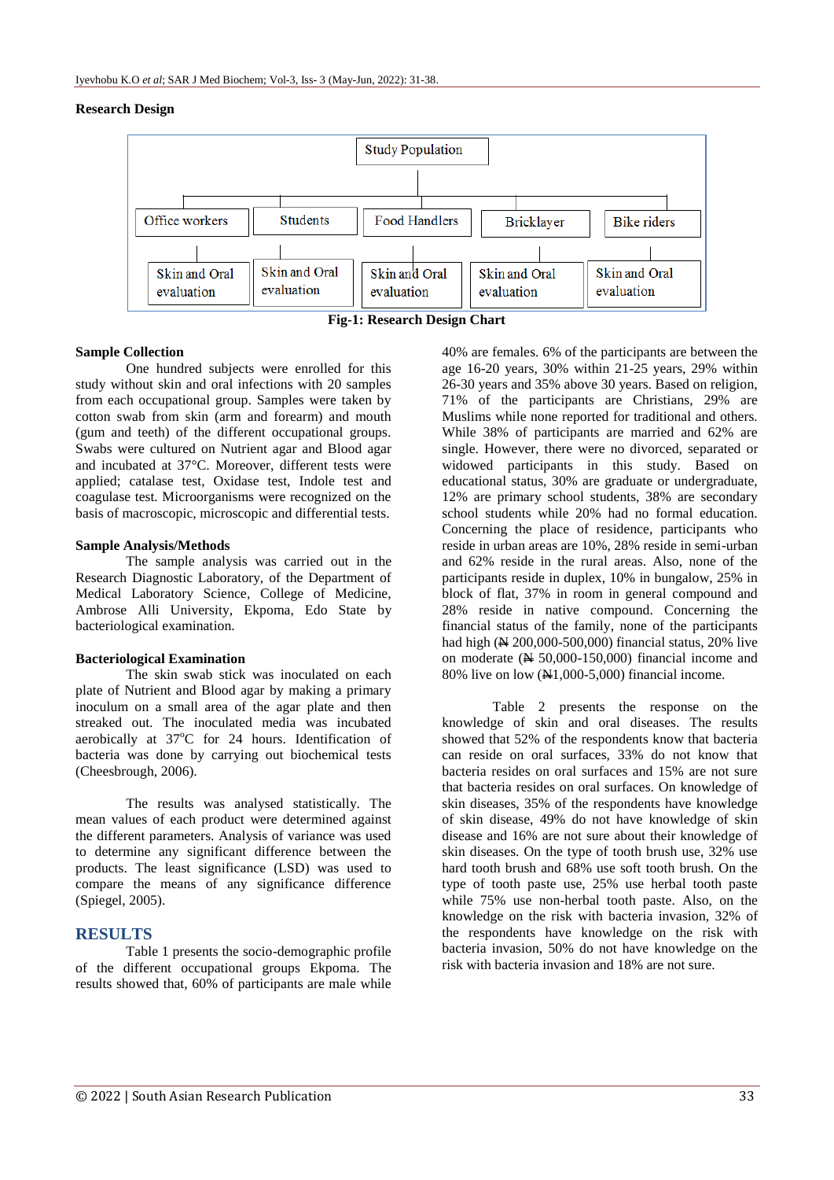### Research Design

- Study Population
  - Office workers
    - Skin and Oral evaluation
  - Students
    - Skin and Oral evaluation
  - Food Handlers
    - Skin and Oral evaluation
  - Bricklayer
    - Skin and Oral evaluation
  - Bike riders
    - Skin and Oral evaluation

**Fig-1: Research Design Chart**

### Sample Collection

One hundred subjects were enrolled for this study without skin and oral infections with 20 samples from each occupational group. Samples were taken by cotton swab from skin (arm and forearm) and mouth (gum and teeth) of the different occupational groups. Swabs were cultured on Nutrient agar and Blood agar and incubated at 37°C. Moreover, different tests were applied; catalase test, Oxidase test, Indole test and coagulase test. Microorganisms were recognized on the basis of macroscopic, microscopic and differential tests.

### Sample Analysis/Methods

The sample analysis was carried out in the Research Diagnostic Laboratory, of the Department of Medical Laboratory Science, College of Medicine, Ambrose Alli University, Ekpoma, Edo State by bacteriological examination.

### Bacteriological Examination

The skin swab stick was inoculated on each plate of Nutrient and Blood agar by making a primary inoculum on a small area of the agar plate and then streaked out. The inoculated media was incubated aerobically at 37$^{o}$C for 24 hours. Identification of bacteria was done by carrying out biochemical tests (Cheesbrough, 2006).

The results was analysed statistically. The mean values of each product were determined against the different parameters. Analysis of variance was used to determine any significant difference between the products. The least significance (LSD) was used to compare the means of any significance difference (Spiegel, 2005).

## RESULTS

Table 1 presents the socio-demographic profile of the different occupational groups Ekpoma. The results showed that, 60% of participants are male while 40% are females. 6% of the participants are between the age 16-20 years, 30% within 21-25 years, 29% within 26-30 years and 35% above 30 years. Based on religion, 71% of the participants are Christians, 29% are Muslims while none reported for traditional and others. While 38% of participants are married and 62% are single. However, there were no divorced, separated or widowed participants in this study. Based on educational status, 30% are graduate or undergraduate, 12% are primary school students, 38% are secondary school students while 20% had no formal education. Concerning the place of residence, participants who reside in urban areas are 10%, 28% reside in semi-urban and 62% reside in the rural areas. Also, none of the participants reside in duplex, 10% in bungalow, 25% in block of flat, 37% in room in general compound and 28% reside in native compound. Concerning the financial status of the family, none of the participants had high (₦ 200,000-500,000) financial status, 20% live on moderate (₦ 50,000-150,000) financial income and 80% live on low (₦1,000-5,000) financial income.

Table 2 presents the response on the knowledge of skin and oral diseases. The results showed that 52% of the respondents know that bacteria can reside on oral surfaces, 33% do not know that bacteria resides on oral surfaces and 15% are not sure that bacteria resides on oral surfaces. On knowledge of skin diseases, 35% of the respondents have knowledge of skin disease, 49% do not have knowledge of skin disease and 16% are not sure about their knowledge of skin diseases. On the type of tooth brush use, 32% use hard tooth brush and 68% use soft tooth brush. On the type of tooth paste use, 25% use herbal tooth paste while 75% use non-herbal tooth paste. Also, on the knowledge on the risk with bacteria invasion, 32% of the respondents have knowledge on the risk with bacteria invasion, 50% do not have knowledge on the risk with bacteria invasion and 18% are not sure.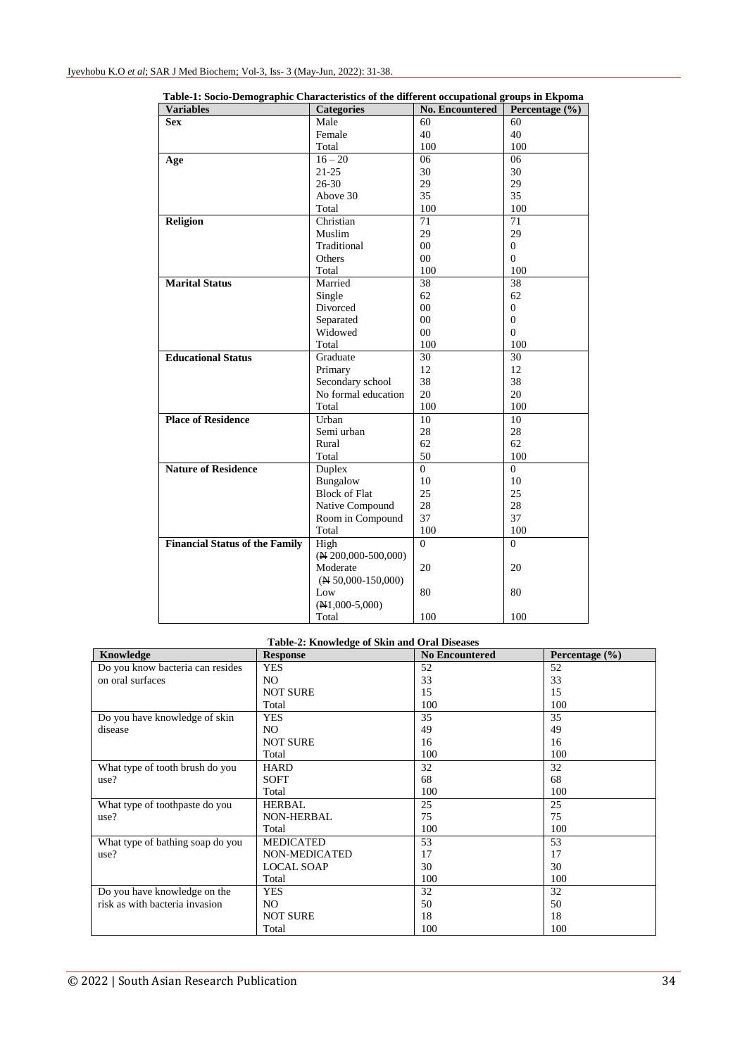**Table-1: Socio-Demographic Characteristics of the different occupational groups in Ekpoma**

| Variables | Categories | No. Encountered | Percentage (%) |
|---|---|---|---|
| **Sex** | Male | 60 | 60 |
| | Female | 40 | 40 |
| | Total | 100 | 100 |
| **Age** | 16 – 20 | 06 | 06 |
| | 21-25 | 30 | 30 |
| | 26-30 | 29 | 29 |
| | Above 30 | 35 | 35 |
| | Total | 100 | 100 |
| **Religion** | Christian | 71 | 71 |
| | Muslim | 29 | 29 |
| | Traditional | 00 | 0 |
| | Others | 00 | 0 |
| | Total | 100 | 100 |
| **Marital Status** | Married | 38 | 38 |
| | Single | 62 | 62 |
| | Divorced | 00 | 0 |
| | Separated | 00 | 0 |
| | Widowed | 00 | 0 |
| | Total | 100 | 100 |
| **Educational Status** | Graduate | 30 | 30 |
| | Primary | 12 | 12 |
| | Secondary school | 38 | 38 |
| | No formal education | 20 | 20 |
| | Total | 100 | 100 |
| **Place of Residence** | Urban | 10 | 10 |
| | Semi urban | 28 | 28 |
| | Rural | 62 | 62 |
| | Total | 50 | 100 |
| **Nature of Residence** | Duplex | 0 | 0 |
| | Bungalow | 10 | 10 |
| | Block of Flat | 25 | 25 |
| | Native Compound | 28 | 28 |
| | Room in Compound | 37 | 37 |
| | Total | 100 | 100 |
| **Financial Status of the Family** | High (₦ 200,000-500,000) | 0 | 0 |
| | Moderate (₦ 50,000-150,000) | 20 | 20 |
| | Low (₦1,000-5,000) | 80 | 80 |
| | Total | 100 | 100 |

**Table-2: Knowledge of Skin and Oral Diseases**

| Knowledge | Response | No Encountered | Percentage (%) |
|---|---|---|---|
| Do you know bacteria can resides on oral surfaces | YES | 52 | 52 |
| | NO | 33 | 33 |
| | NOT SURE | 15 | 15 |
| | Total | 100 | 100 |
| Do you have knowledge of skin disease | YES | 35 | 35 |
| | NO | 49 | 49 |
| | NOT SURE | 16 | 16 |
| | Total | 100 | 100 |
| What type of tooth brush do you use? | HARD | 32 | 32 |
| | SOFT | 68 | 68 |
| | Total | 100 | 100 |
| What type of toothpaste do you use? | HERBAL | 25 | 25 |
| | NON-HERBAL | 75 | 75 |
| | Total | 100 | 100 |
| What type of bathing soap do you use? | MEDICATED | 53 | 53 |
| | NON-MEDICATED | 17 | 17 |
| | LOCAL SOAP | 30 | 30 |
| | Total | 100 | 100 |
| Do you have knowledge on the risk as with bacteria invasion | YES | 32 | 32 |
| | NO | 50 | 50 |
| | NOT SURE | 18 | 18 |
| | Total | 100 | 100 |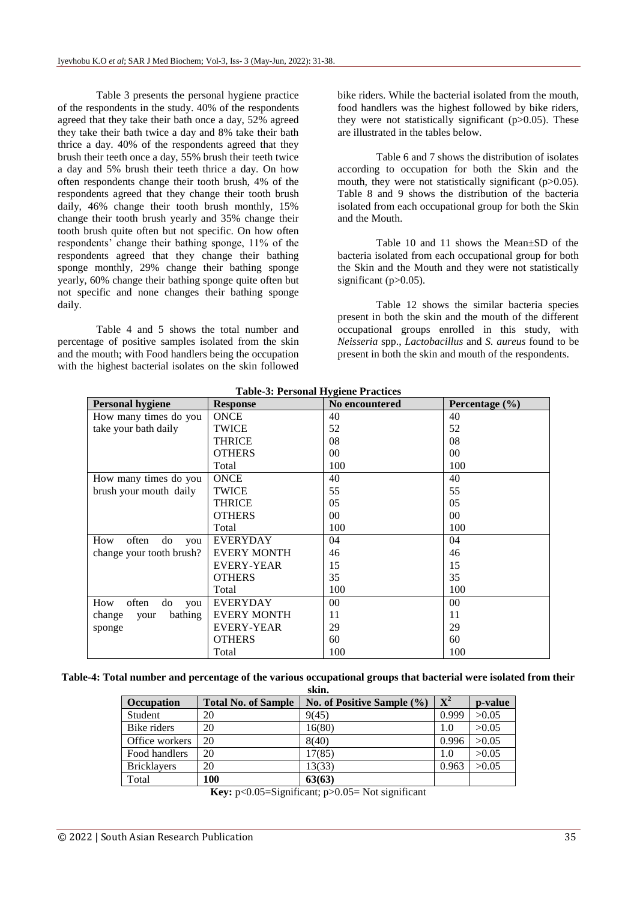Table 3 presents the personal hygiene practice of the respondents in the study. 40% of the respondents agreed that they take their bath once a day, 52% agreed they take their bath twice a day and 8% take their bath thrice a day. 40% of the respondents agreed that they brush their teeth once a day, 55% brush their teeth twice a day and 5% brush their teeth thrice a day. On how often respondents change their tooth brush, 4% of the respondents agreed that they change their tooth brush daily, 46% change their tooth brush monthly, 15% change their tooth brush yearly and 35% change their tooth brush quite often but not specific. On how often respondents' change their bathing sponge, 11% of the respondents agreed that they change their bathing sponge monthly, 29% change their bathing sponge yearly, 60% change their bathing sponge quite often but not specific and none changes their bathing sponge daily.

Table 4 and 5 shows the total number and percentage of positive samples isolated from the skin and the mouth; with Food handlers being the occupation with the highest bacterial isolates on the skin followed bike riders. While the bacterial isolated from the mouth, food handlers was the highest followed by bike riders, they were not statistically significant ($p>0.05$). These are illustrated in the tables below.

Table 6 and 7 shows the distribution of isolates according to occupation for both the Skin and the mouth, they were not statistically significant ($p>0.05$). Table 8 and 9 shows the distribution of the bacteria isolated from each occupational group for both the Skin and the Mouth.

Table 10 and 11 shows the Mean±SD of the bacteria isolated from each occupational group for both the Skin and the Mouth and they were not statistically significant ($p>0.05$).

Table 12 shows the similar bacteria species present in both the skin and the mouth of the different occupational groups enrolled in this study, with *Neisseria* spp., *Lactobacillus* and *S. aureus* found to be present in both the skin and mouth of the respondents.

**Table-3: Personal Hygiene Practices**

| Personal hygiene | Response | No encountered | Percentage (%) |
|---|---|---|---|
| How many times do you take your bath daily | ONCE | 40 | 40 |
| | TWICE | 52 | 52 |
| | THRICE | 08 | 08 |
| | OTHERS | 00 | 00 |
| | Total | 100 | 100 |
| How many times do you brush your mouth daily | ONCE | 40 | 40 |
| | TWICE | 55 | 55 |
| | THRICE | 05 | 05 |
| | OTHERS | 00 | 00 |
| | Total | 100 | 100 |
| How often do you change your tooth brush? | EVERYDAY | 04 | 04 |
| | EVERY MONTH | 46 | 46 |
| | EVERY-YEAR | 15 | 15 |
| | OTHERS | 35 | 35 |
| | Total | 100 | 100 |
| How often do you change your bathing sponge | EVERYDAY | 00 | 00 |
| | EVERY MONTH | 11 | 11 |
| | EVERY-YEAR | 29 | 29 |
| | OTHERS | 60 | 60 |
| | Total | 100 | 100 |

**Table-4: Total number and percentage of the various occupational groups that bacterial were isolated from their skin.**

| Occupation | Total No. of Sample | No. of Positive Sample (%) | $X^2$ | p-value |
|---|---|---|---|---|
| Student | 20 | 9(45) | 0.999 | >0.05 |
| Bike riders | 20 | 16(80) | 1.0 | >0.05 |
| Office workers | 20 | 8(40) | 0.996 | >0.05 |
| Food handlers | 20 | 17(85) | 1.0 | >0.05 |
| Bricklayers | 20 | 13(33) | 0.963 | >0.05 |
| Total | **100** | **63(63)** | | |

**Key:** $p<0.05$=Significant; $p>0.05$= Not significant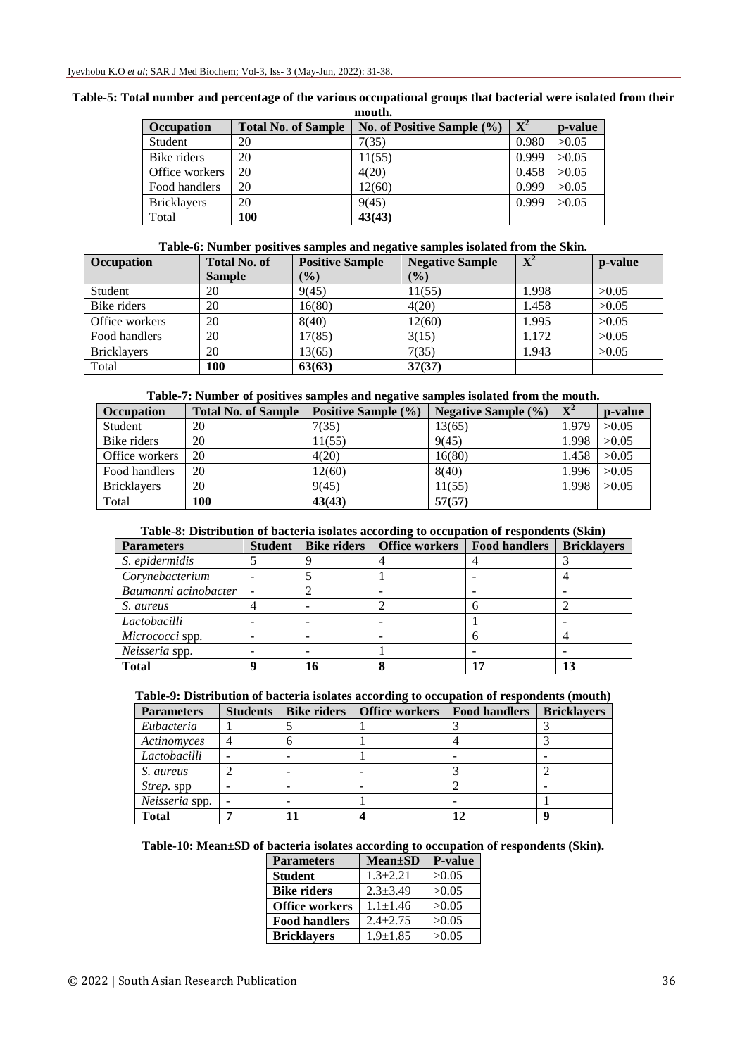**Table-5: Total number and percentage of the various occupational groups that bacterial were isolated from their mouth.**

| Occupation | Total No. of Sample | No. of Positive Sample (%) | $X^2$ | p-value |
|---|---|---|---|---|
| Student | 20 | 7(35) | 0.980 | >0.05 |
| Bike riders | 20 | 11(55) | 0.999 | >0.05 |
| Office workers | 20 | 4(20) | 0.458 | >0.05 |
| Food handlers | 20 | 12(60) | 0.999 | >0.05 |
| Bricklayers | 20 | 9(45) | 0.999 | >0.05 |
| Total | **100** | **43(43)** | | |

**Table-6: Number positives samples and negative samples isolated from the Skin.**

| Occupation | Total No. of Sample | Positive Sample (%) | Negative Sample (%) | $X^2$ | p-value |
|---|---|---|---|---|---|
| Student | 20 | 9(45) | 11(55) | 1.998 | >0.05 |
| Bike riders | 20 | 16(80) | 4(20) | 1.458 | >0.05 |
| Office workers | 20 | 8(40) | 12(60) | 1.995 | >0.05 |
| Food handlers | 20 | 17(85) | 3(15) | 1.172 | >0.05 |
| Bricklayers | 20 | 13(65) | 7(35) | 1.943 | >0.05 |
| Total | **100** | **63(63)** | **37(37)** | | |

**Table-7: Number of positives samples and negative samples isolated from the mouth.**

| Occupation | Total No. of Sample | Positive Sample (%) | Negative Sample (%) | $X^2$ | p-value |
|---|---|---|---|---|---|
| Student | 20 | 7(35) | 13(65) | 1.979 | >0.05 |
| Bike riders | 20 | 11(55) | 9(45) | 1.998 | >0.05 |
| Office workers | 20 | 4(20) | 16(80) | 1.458 | >0.05 |
| Food handlers | 20 | 12(60) | 8(40) | 1.996 | >0.05 |
| Bricklayers | 20 | 9(45) | 11(55) | 1.998 | >0.05 |
| Total | **100** | **43(43)** | **57(57)** | | |

**Table-8: Distribution of bacteria isolates according to occupation of respondents (Skin)**

| Parameters | Student | Bike riders | Office workers | Food handlers | Bricklayers |
|---|---|---|---|---|---|
| *S. epidermidis* | 5 | 9 | 4 | 4 | 3 |
| *Corynebacterium* | - | 5 | 1 | - | 4 |
| *Baumanni acinobacter* | - | 2 | - | - | - |
| *S. aureus* | 4 | - | 2 | 6 | 2 |
| *Lactobacilli* | - | - | - | 1 | - |
| *Micrococci* spp. | - | - | - | 6 | 4 |
| *Neisseria* spp. | - | - | 1 | - | - |
| **Total** | **9** | **16** | **8** | **17** | **13** |

**Table-9: Distribution of bacteria isolates according to occupation of respondents (mouth)**

| Parameters | Students | Bike riders | Office workers | Food handlers | Bricklayers |
|---|---|---|---|---|---|
| *Eubacteria* | 1 | 5 | 1 | 3 | 3 |
| *Actinomyces* | 4 | 6 | 1 | 4 | 3 |
| *Lactobacilli* | - | - | 1 | - | - |
| *S. aureus* | 2 | - | - | 3 | 2 |
| *Strep.* spp | - | - | - | 2 | - |
| *Neisseria* spp. | - | - | 1 | - | 1 |
| **Total** | **7** | **11** | **4** | **12** | **9** |

**Table-10: Mean±SD of bacteria isolates according to occupation of respondents (Skin).**

| Parameters | Mean±SD | P-value |
|---|---|---|
| **Student** | 1.3±2.21 | >0.05 |
| **Bike riders** | 2.3±3.49 | >0.05 |
| **Office workers** | 1.1±1.46 | >0.05 |
| **Food handlers** | 2.4±2.75 | >0.05 |
| **Bricklayers** | 1.9±1.85 | >0.05 |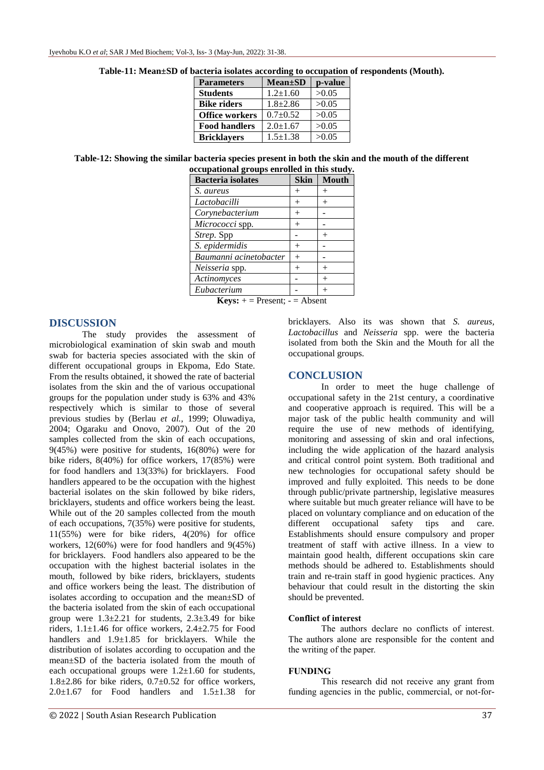**Table-11: Mean±SD of bacteria isolates according to occupation of respondents (Mouth).**

| Parameters | Mean±SD | p-value |
|---|---|---|
| **Students** | 1.2±1.60 | >0.05 |
| **Bike riders** | 1.8±2.86 | >0.05 |
| **Office workers** | 0.7±0.52 | >0.05 |
| **Food handlers** | 2.0±1.67 | >0.05 |
| **Bricklayers** | 1.5±1.38 | >0.05 |

**Table-12: Showing the similar bacteria species present in both the skin and the mouth of the different occupational groups enrolled in this study.**

| Bacteria isolates | Skin | Mouth |
|---|---|---|
| *S. aureus* | + | + |
| *Lactobacilli* | + | + |
| *Corynebacterium* | + | - |
| *Micrococci* spp. | + | - |
| *Strep.* Spp | - | + |
| *S. epidermidis* | + | - |
| *Baumanni acinetobacter* | + | - |
| *Neisseria* spp. | + | + |
| *Actinomyces* | - | + |
| *Eubacterium* | - | + |

**Keys:** + = Present; - = Absent

## DISCUSSION

The study provides the assessment of microbiological examination of skin swab and mouth swab for bacteria species associated with the skin of different occupational groups in Ekpoma, Edo State. From the results obtained, it showed the rate of bacterial isolates from the skin and the of various occupational groups for the population under study is 63% and 43% respectively which is similar to those of several previous studies by (Berlau *et al.*, 1999; Oluwadiya, 2004; Ogaraku and Onovo, 2007). Out of the 20 samples collected from the skin of each occupations, 9(45%) were positive for students, 16(80%) were for bike riders, 8(40%) for office workers, 17(85%) were for food handlers and 13(33%) for bricklayers. Food handlers appeared to be the occupation with the highest bacterial isolates on the skin followed by bike riders, bricklayers, students and office workers being the least. While out of the 20 samples collected from the mouth of each occupations, 7(35%) were positive for students, 11(55%) were for bike riders, 4(20%) for office workers, 12(60%) were for food handlers and 9(45%) for bricklayers. Food handlers also appeared to be the occupation with the highest bacterial isolates in the mouth, followed by bike riders, bricklayers, students and office workers being the least. The distribution of isolates according to occupation and the mean±SD of the bacteria isolated from the skin of each occupational group were 1.3±2.21 for students, 2.3±3.49 for bike riders, 1.1±1.46 for office workers, 2.4±2.75 for Food handlers and 1.9±1.85 for bricklayers. While the distribution of isolates according to occupation and the mean±SD of the bacteria isolated from the mouth of each occupational groups were 1.2±1.60 for students, 1.8±2.86 for bike riders, 0.7±0.52 for office workers, 2.0±1.67 for Food handlers and 1.5±1.38 for bricklayers. Also its was shown that *S. aureus, Lactobacillus* and *Neisseria* spp. were the bacteria isolated from both the Skin and the Mouth for all the occupational groups.

## CONCLUSION

In order to meet the huge challenge of occupational safety in the 21st century, a coordinative and cooperative approach is required. This will be a major task of the public health community and will require the use of new methods of identifying, monitoring and assessing of skin and oral infections, including the wide application of the hazard analysis and critical control point system. Both traditional and new technologies for occupational safety should be improved and fully exploited. This needs to be done through public/private partnership, legislative measures where suitable but much greater reliance will have to be placed on voluntary compliance and on education of the different occupational safety tips and care. Establishments should ensure compulsory and proper treatment of staff with active illness. In a view to maintain good health, different occupations skin care methods should be adhered to. Establishments should train and re-train staff in good hygienic practices. Any behaviour that could result in the distorting the skin should be prevented.

### Conflict of interest

The authors declare no conflicts of interest. The authors alone are responsible for the content and the writing of the paper.

### FUNDING

This research did not receive any grant from funding agencies in the public, commercial, or not-for-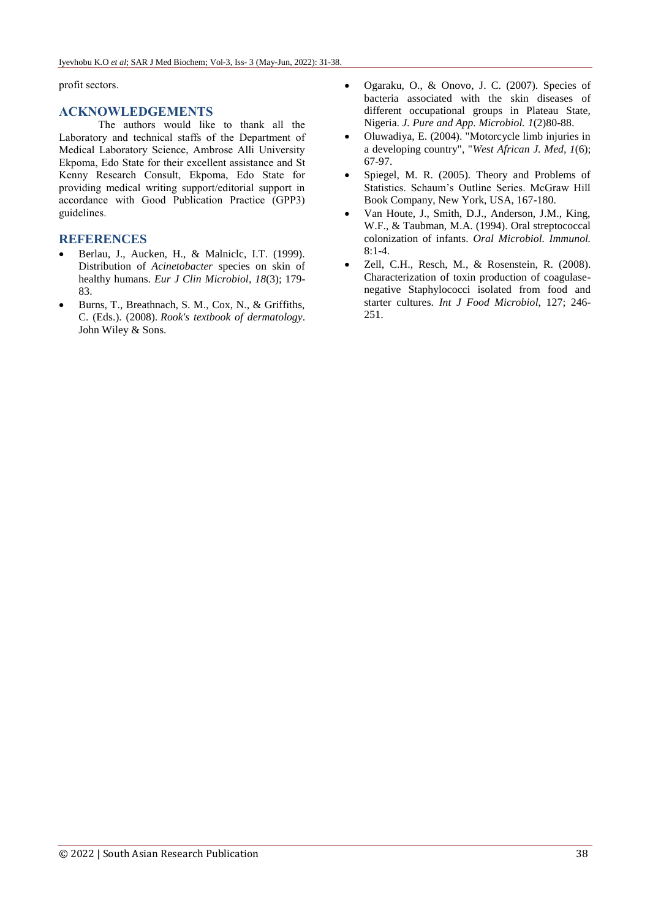profit sectors.

## ACKNOWLEDGEMENTS

The authors would like to thank all the Laboratory and technical staffs of the Department of Medical Laboratory Science, Ambrose Alli University Ekpoma, Edo State for their excellent assistance and St Kenny Research Consult, Ekpoma, Edo State for providing medical writing support/editorial support in accordance with Good Publication Practice (GPP3) guidelines.

## REFERENCES

- Berlau, J., Aucken, H., & Malniclc, I.T. (1999). Distribution of *Acinetobacter* species on skin of healthy humans. *Eur J Clin Microbiol*, *18*(3); 179-83.
- Burns, T., Breathnach, S. M., Cox, N., & Griffiths, C. (Eds.). (2008). *Rook's textbook of dermatology*. John Wiley & Sons.
- Ogaraku, O., & Onovo, J. C. (2007). Species of bacteria associated with the skin diseases of different occupational groups in Plateau State, Nigeria. *J. Pure and App. Microbiol. 1*(2)80-88.
- Oluwadiya, E. (2004). "Motorcycle limb injuries in a developing country", "*West African J. Med*, *1*(6); 67-97.
- Spiegel, M. R. (2005). Theory and Problems of Statistics. Schaum's Outline Series. McGraw Hill Book Company, New York, USA, 167-180.
- Van Houte, J., Smith, D.J., Anderson, J.M., King, W.F., & Taubman, M.A. (1994). Oral streptococcal colonization of infants. *Oral Microbiol. Immunol.* 8:1-4.
- Zell, C.H., Resch, M., & Rosenstein, R. (2008). Characterization of toxin production of coagulase-negative Staphylococci isolated from food and starter cultures. *Int J Food Microbiol*, 127; 246-251.